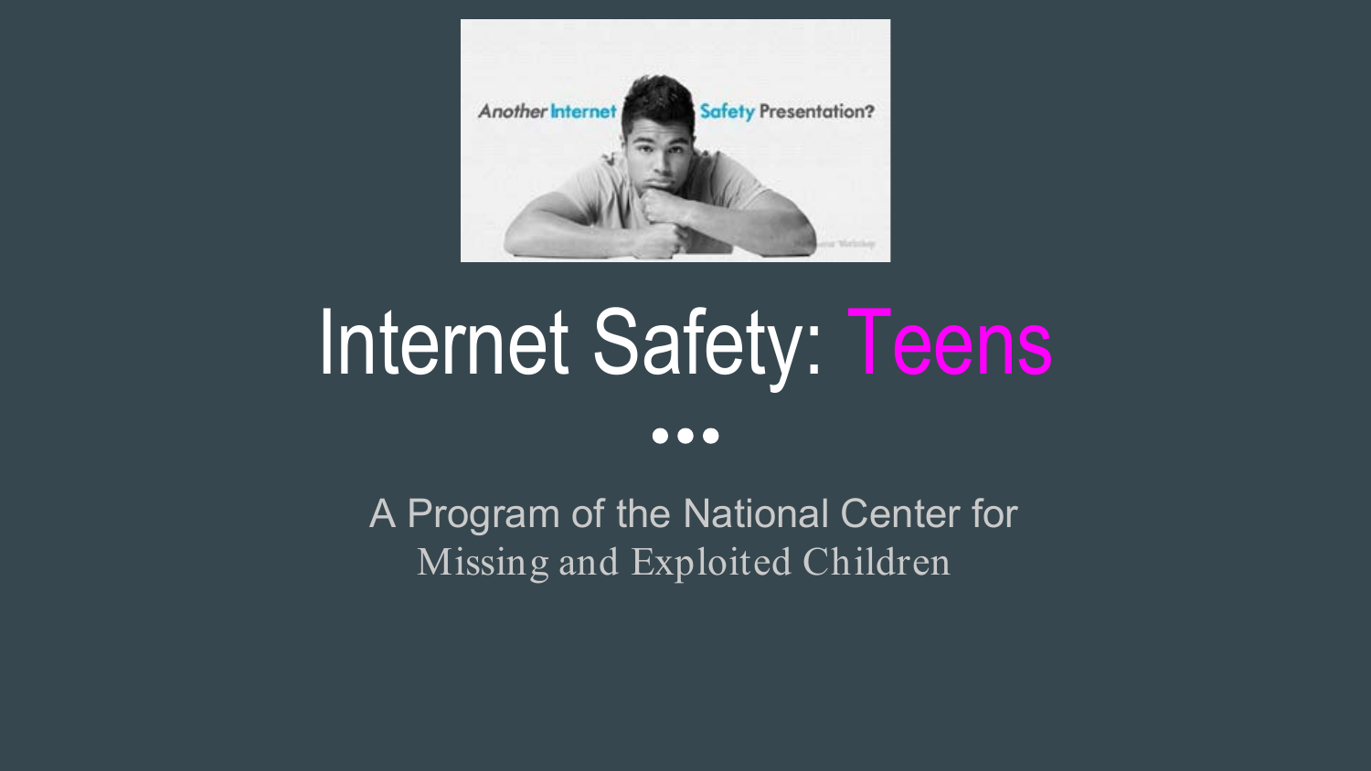# Internet Safety: Teens

A Program of the National Center for Missing and Exploited Children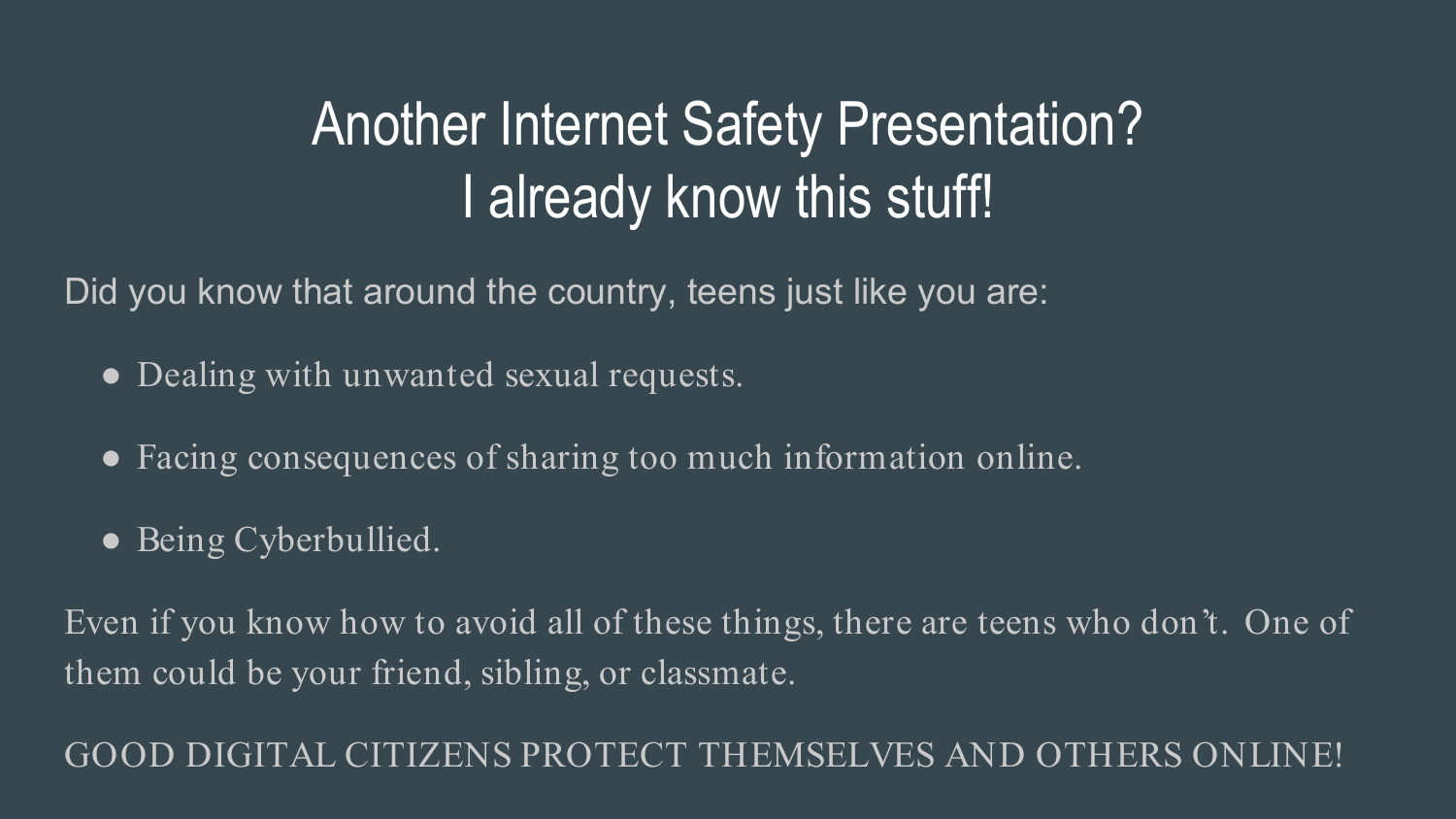# Another Internet Safety Presentation? I already know this stuff!

Did you know that around the country, teens just like you are:

- Dealing with unwanted sexual requests.
- Facing consequences of sharing too much information online.
- Being Cyberbullied.

Even if you know how to avoid all of these things, there are teens who don't. One of them could be your friend, sibling, or classmate.

GOOD DIGITAL CITIZENS PROTECT THEMSELVES AND OTHERS ONLINE!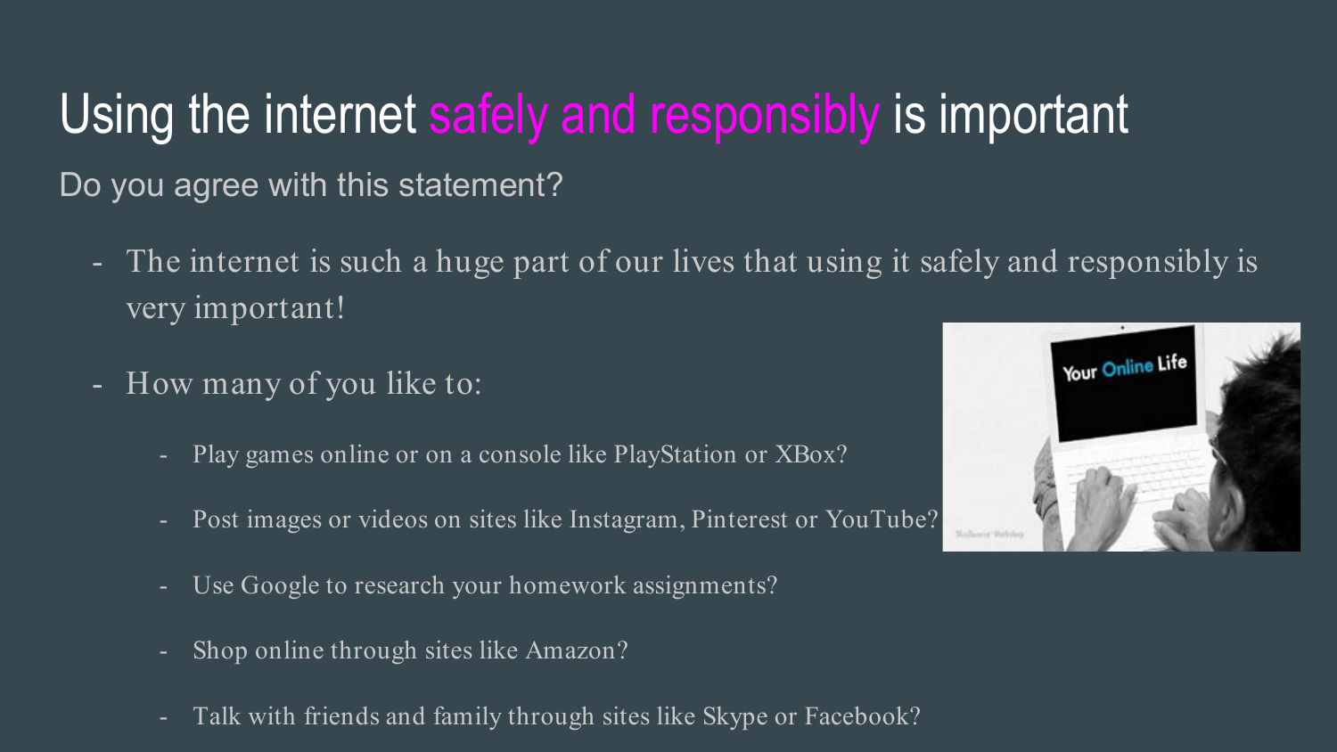# Using the internet safely and responsibly is important

Do you agree with this statement?

- The internet is such a huge part of our lives that using it safely and responsibly is very important!
- How many of you like to:
  - Play games online or on a console like PlayStation or XBox?
  - Post images or videos on sites like Instagram, Pinterest or YouTube?
  - Use Google to research your homework assignments?
  - Shop online through sites like Amazon?
  - Talk with friends and family through sites like Skype or Facebook?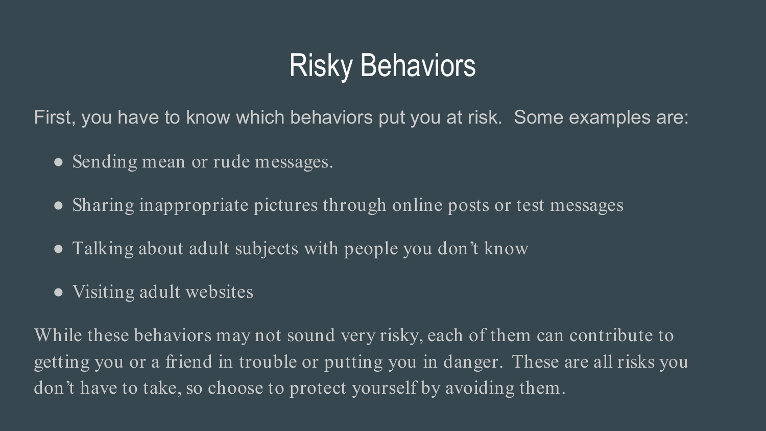# Risky Behaviors

First, you have to know which behaviors put you at risk.  Some examples are:

- Sending mean or rude messages.
- Sharing inappropriate pictures through online posts or test messages
- Talking about adult subjects with people you don't know
- Visiting adult websites

While these behaviors may not sound very risky, each of them can contribute to getting you or a friend in trouble or putting you in danger.  These are all risks you don't have to take, so choose to protect yourself by avoiding them.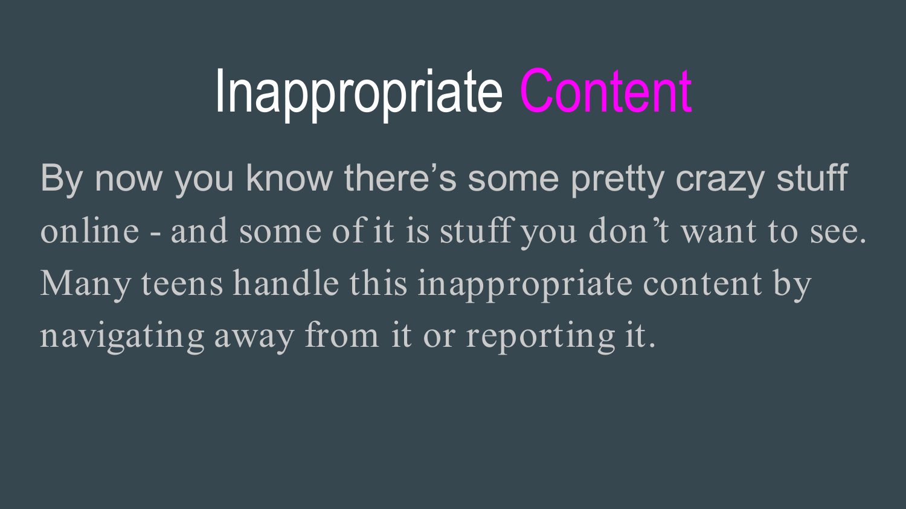# Inappropriate Content

By now you know there's some pretty crazy stuff online - and some of it is stuff you don't want to see. Many teens handle this inappropriate content by navigating away from it or reporting it.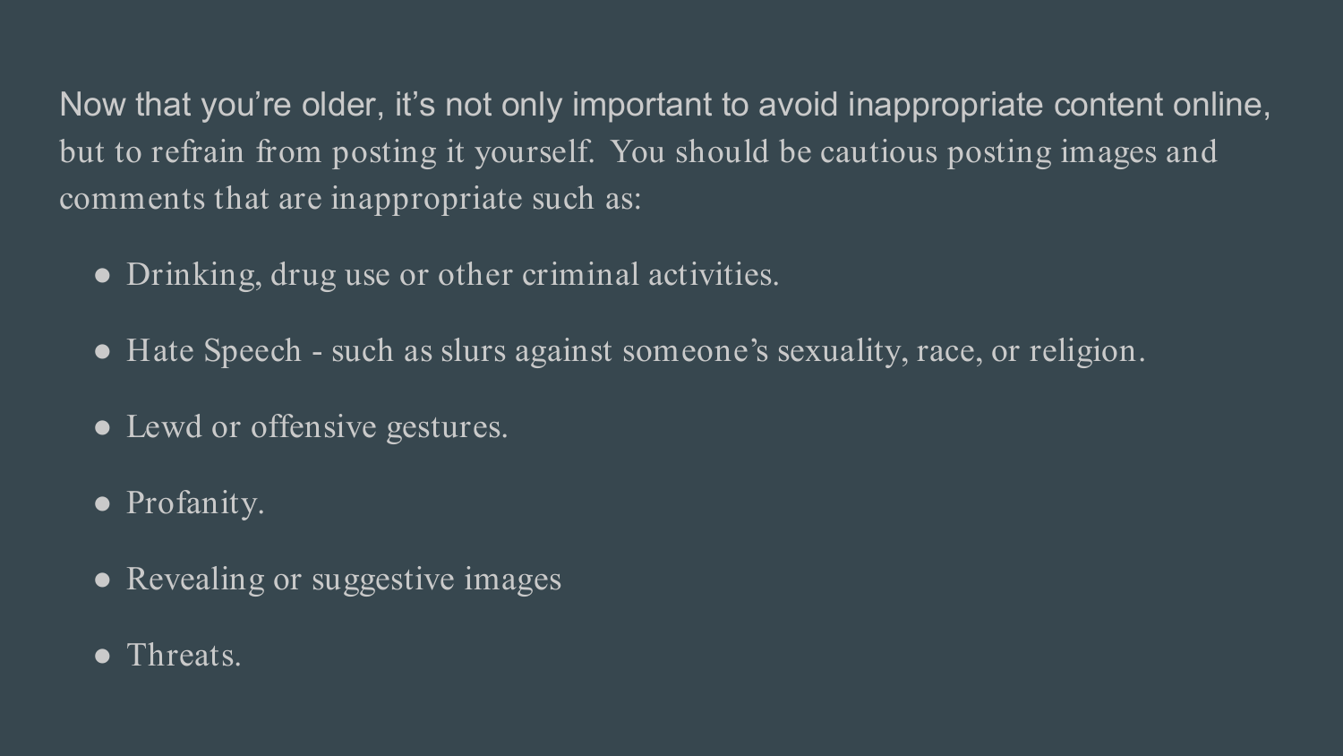Now that you're older, it's not only important to avoid inappropriate content online, but to refrain from posting it yourself. You should be cautious posting images and comments that are inappropriate such as:

- Drinking, drug use or other criminal activities.
- Hate Speech - such as slurs against someone's sexuality, race, or religion.
- Lewd or offensive gestures.
- Profanity.
- Revealing or suggestive images
- Threats.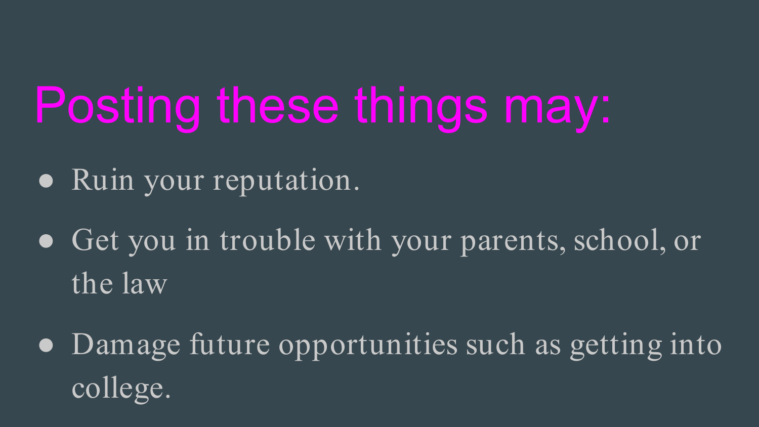# Posting these things may:

- Ruin your reputation.
- Get you in trouble with your parents, school, or the law
- Damage future opportunities such as getting into college.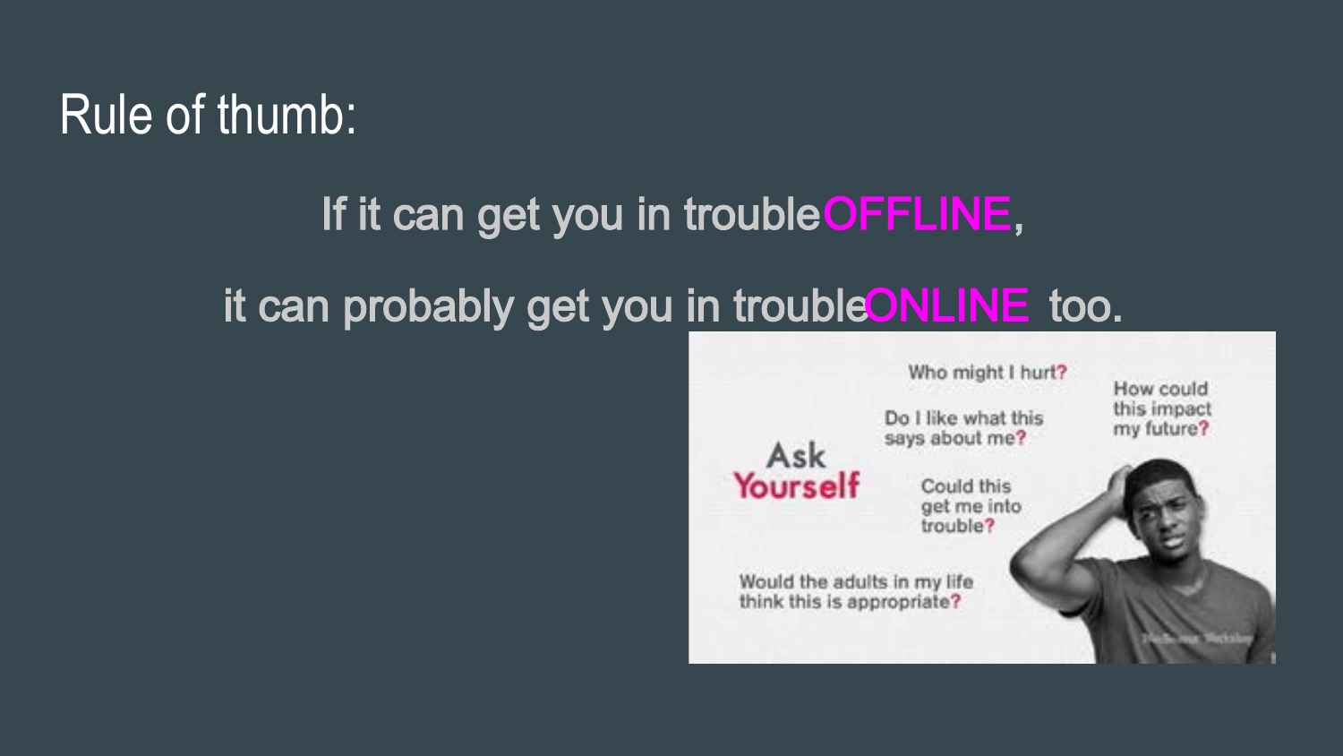# Rule of thumb:

If it can get you in trouble **OFFLINE**,

it can probably get you in trouble **ONLINE** too.

Ask **Yourself**

- Who might I hurt?
- Do I like what this says about me?
- How could this impact my future?
- Could this get me into trouble?
- Would the adults in my life think this is appropriate?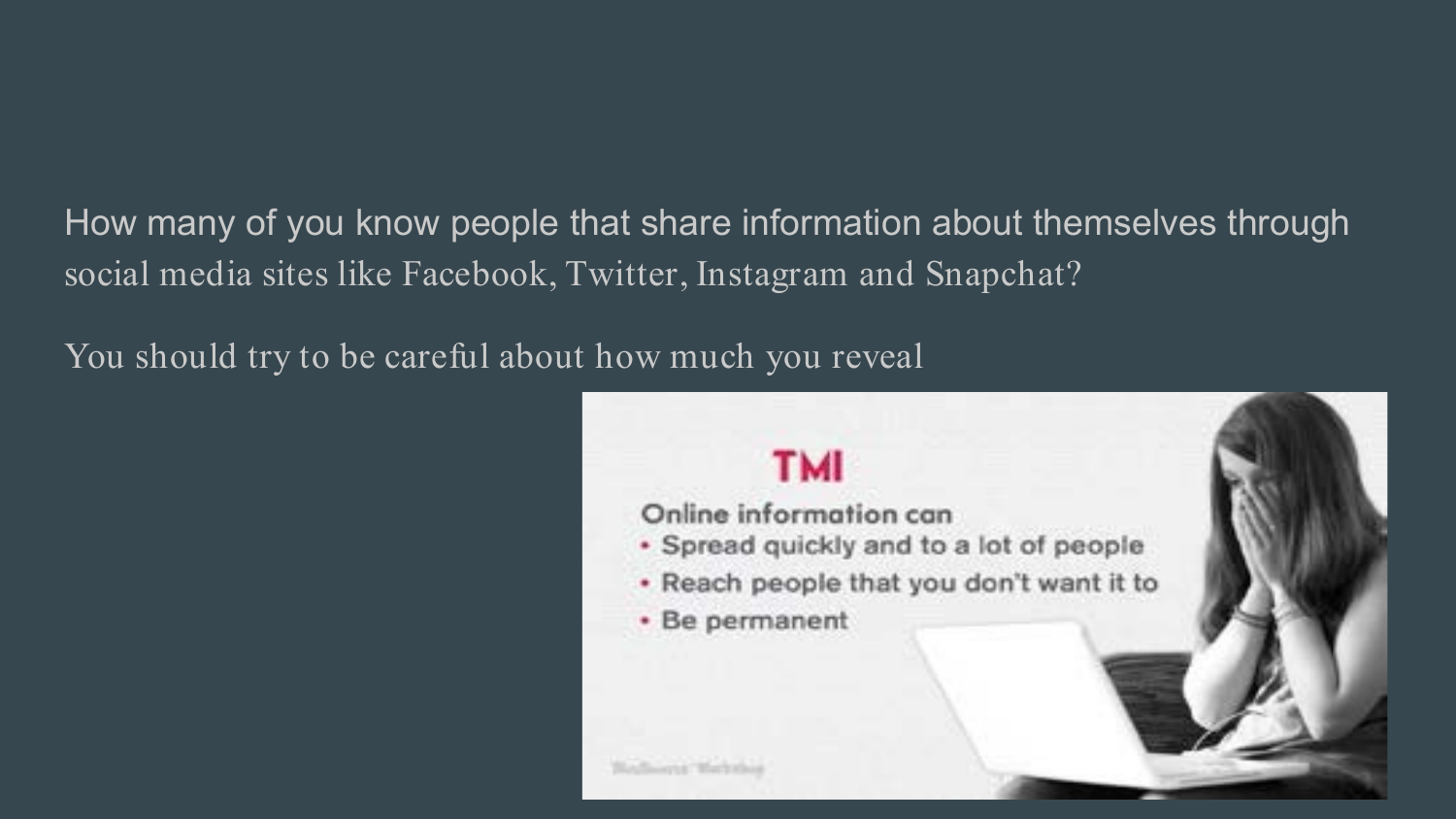How many of you know people that share information about themselves through social media sites like Facebook, Twitter, Instagram and Snapchat?

You should try to be careful about how much you reveal

**TMI**

Online information can

- Spread quickly and to a lot of people
- Reach people that you don't want it to
- Be permanent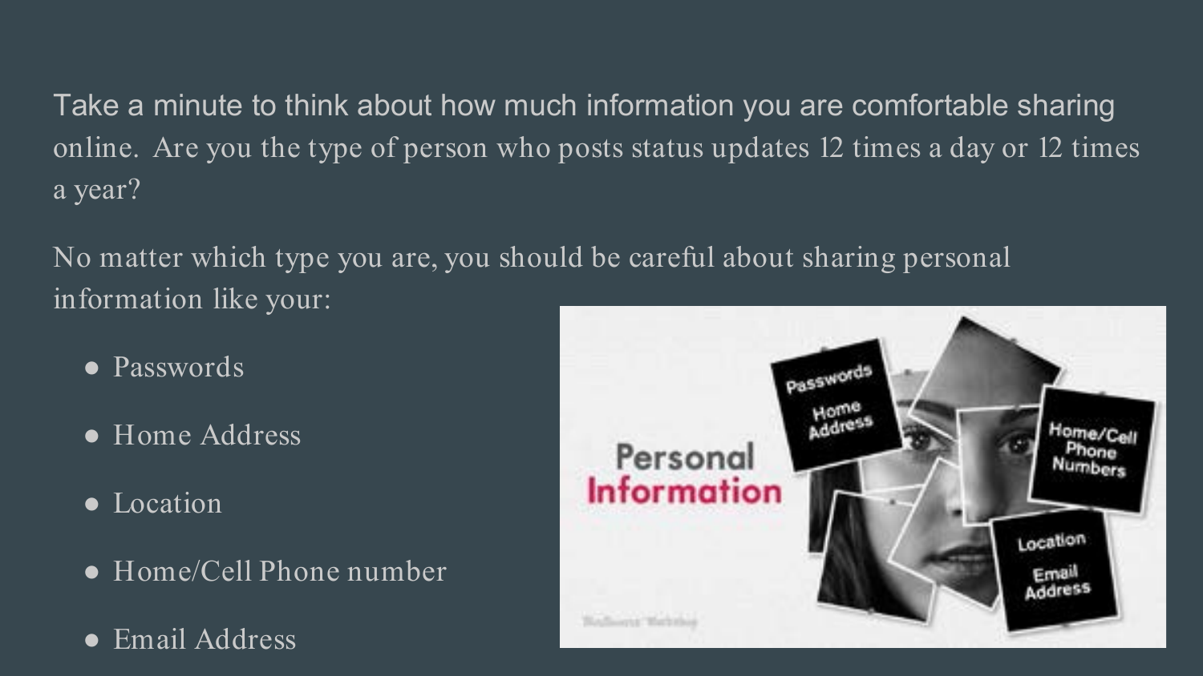Take a minute to think about how much information you are comfortable sharing online. Are you the type of person who posts status updates 12 times a day or 12 times a year?

No matter which type you are, you should be careful about sharing personal information like your:

- Passwords
- Home Address
- Location
- Home/Cell Phone number
- Email Address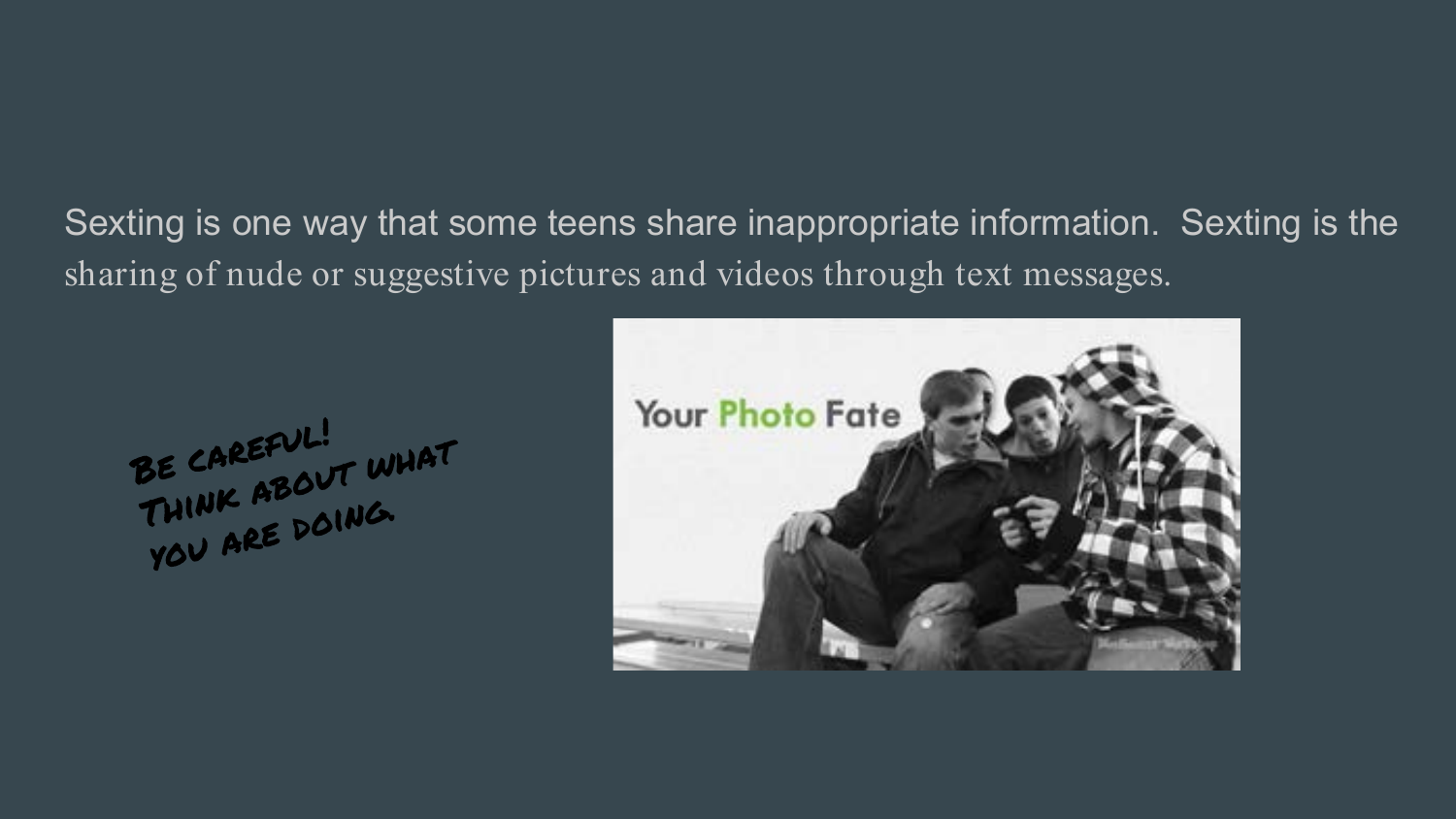Sexting is one way that some teens share inappropriate information. Sexting is the sharing of nude or suggestive pictures and videos through text messages.

Be careful! Think about what you are doing.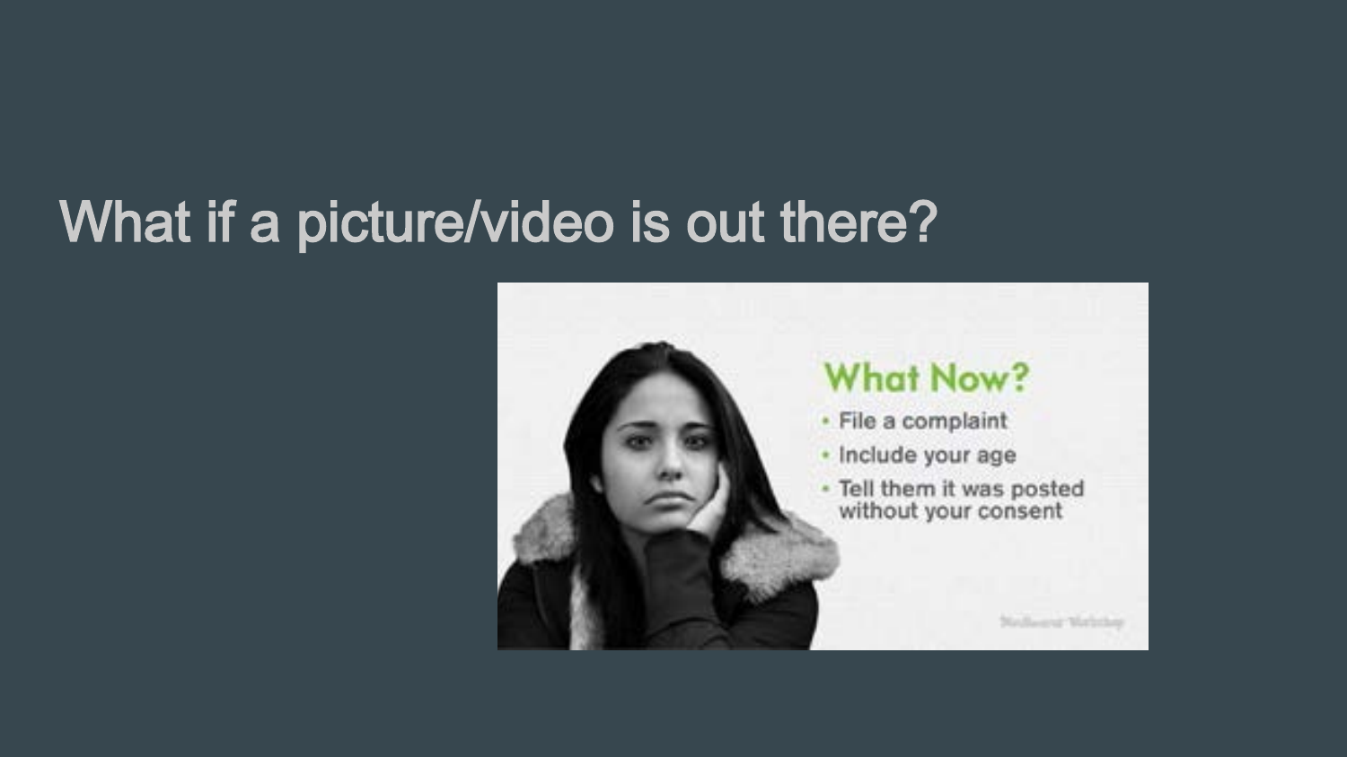# What if a picture/video is out there?

## What Now?

- File a complaint
- Include your age
- Tell them it was posted without your consent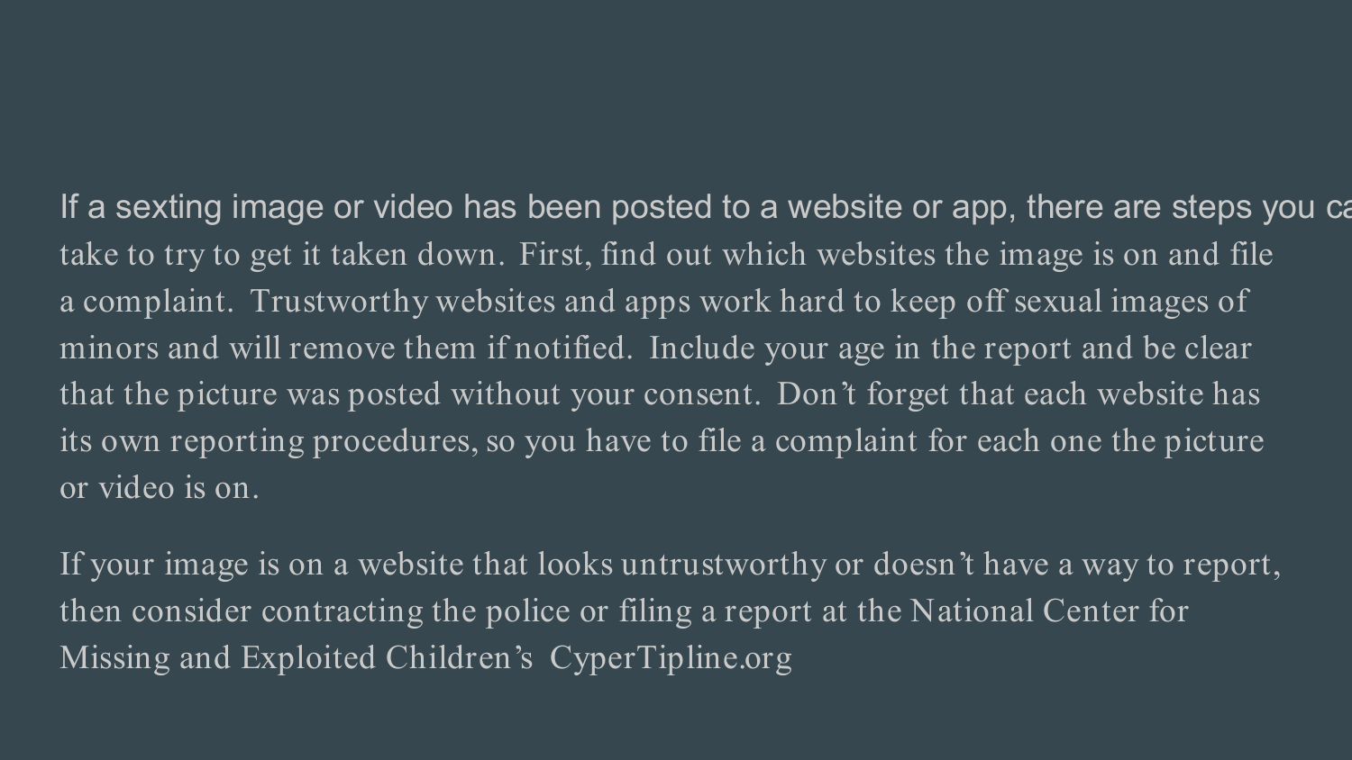If a sexting image or video has been posted to a website or app, there are steps you can take to try to get it taken down. First, find out which websites the image is on and file a complaint. Trustworthy websites and apps work hard to keep off sexual images of minors and will remove them if notified. Include your age in the report and be clear that the picture was posted without your consent. Don't forget that each website has its own reporting procedures, so you have to file a complaint for each one the picture or video is on.

If your image is on a website that looks untrustworthy or doesn't have a way to report, then consider contracting the police or filing a report at the National Center for Missing and Exploited Children's CyperTipline.org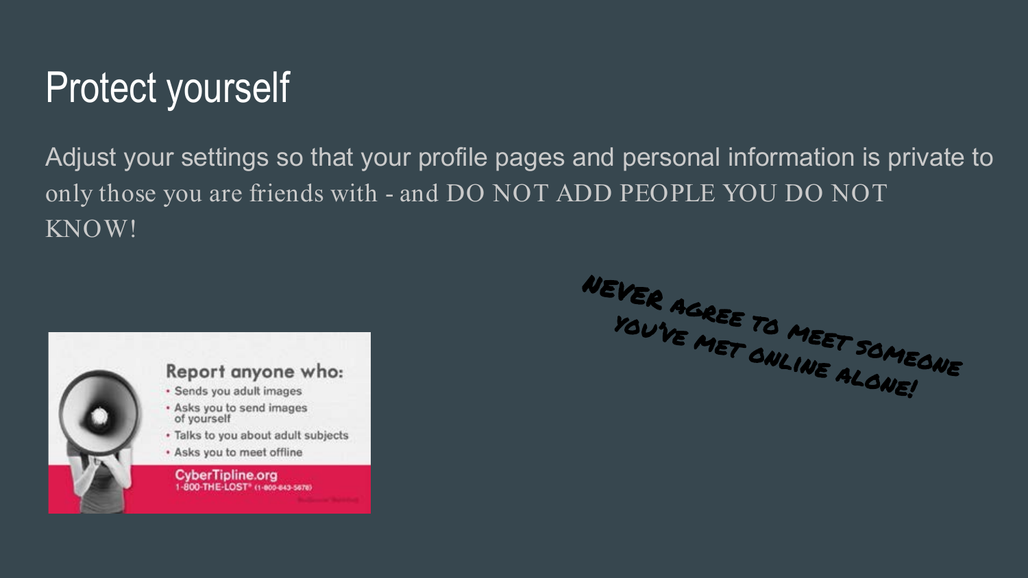# Protect yourself

Adjust your settings so that your profile pages and personal information is private to only those you are friends with - and DO NOT ADD PEOPLE YOU DO NOT KNOW!

**Report anyone who:**

- Sends you adult images
- Asks you to send images of yourself
- Talks to you about adult subjects
- Asks you to meet offline

CyberTipline.org
1-800-THE-LOST® (1-800-843-5678)

NEVER AGREE TO MEET SOMEONE YOU'VE MET ONLINE ALONE!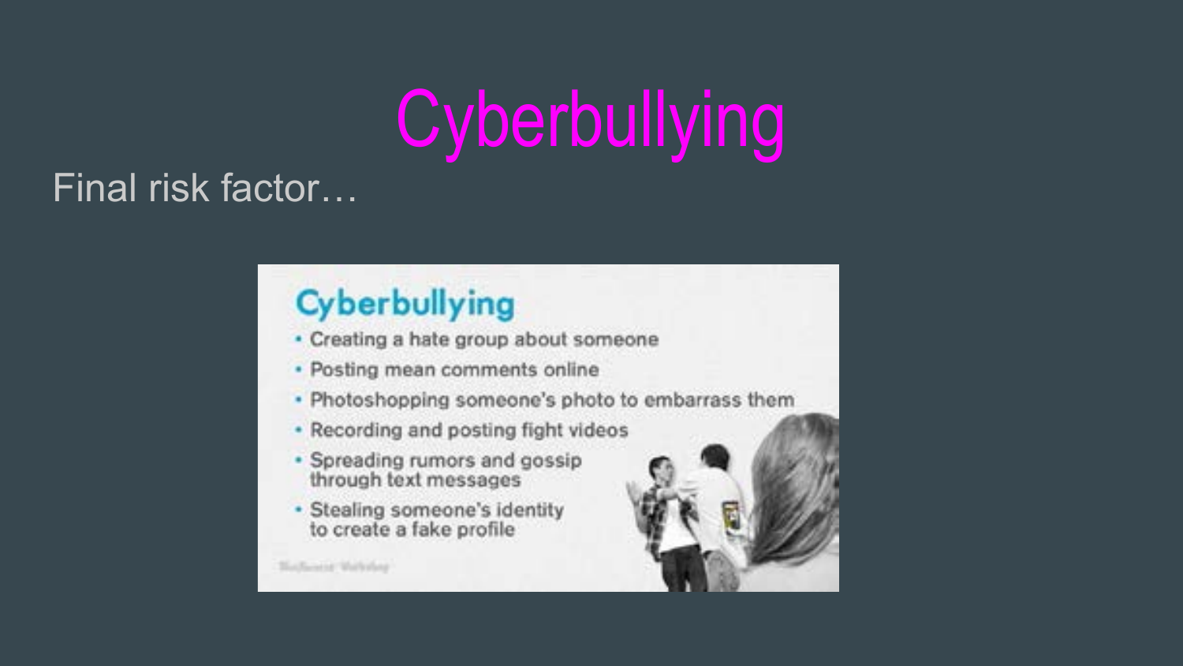# Cyberbullying

Final risk factor…

## Cyberbullying

- Creating a hate group about someone
- Posting mean comments online
- Photoshopping someone's photo to embarrass them
- Recording and posting fight videos
- Spreading rumors and gossip through text messages
- Stealing someone's identity to create a fake profile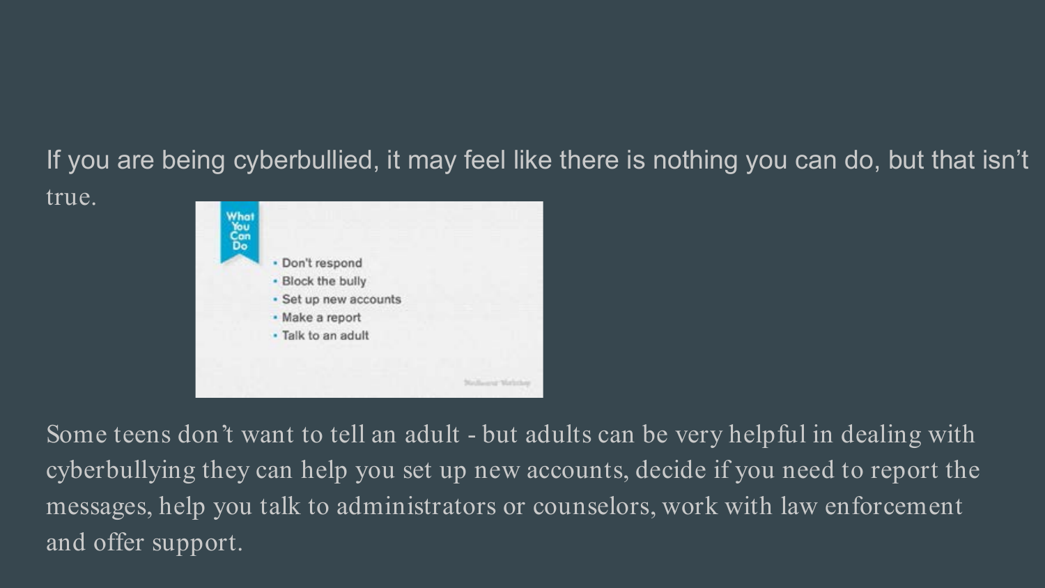If you are being cyberbullied, it may feel like there is nothing you can do, but that isn't true.

**What You Can Do**

- Don't respond
- Block the bully
- Set up new accounts
- Make a report
- Talk to an adult

Some teens don't want to tell an adult - but adults can be very helpful in dealing with cyberbullying they can help you set up new accounts, decide if you need to report the messages, help you talk to administrators or counselors, work with law enforcement and offer support.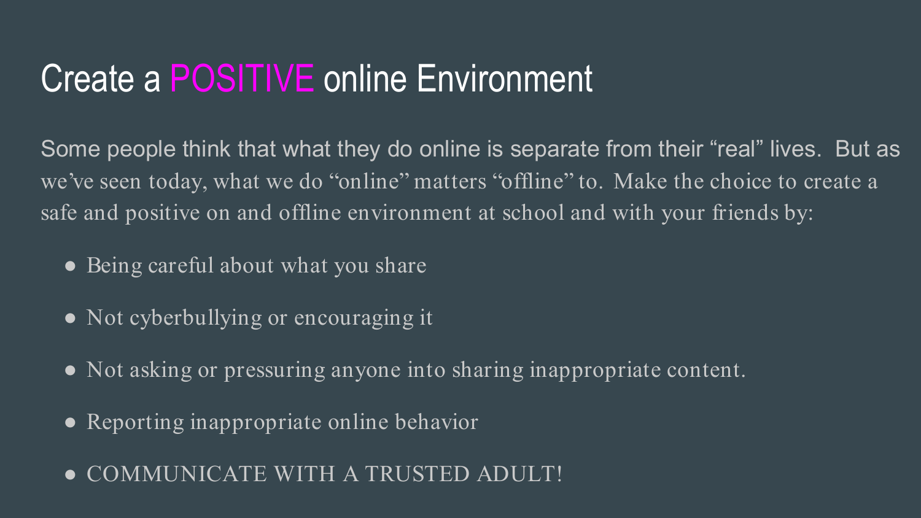# Create a POSITIVE online Environment

Some people think that what they do online is separate from their “real” lives. But as we’ve seen today, what we do “online” matters “offline” to. Make the choice to create a safe and positive on and offline environment at school and with your friends by:

- Being careful about what you share
- Not cyberbullying or encouraging it
- Not asking or pressuring anyone into sharing inappropriate content.
- Reporting inappropriate online behavior
- COMMUNICATE WITH A TRUSTED ADULT!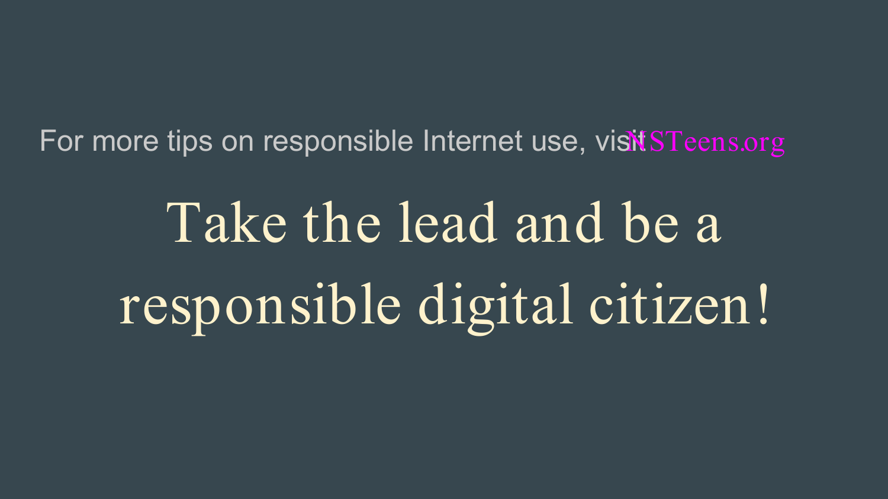For more tips on responsible Internet use, visit NSTeens.org

# Take the lead and be a responsible digital citizen!